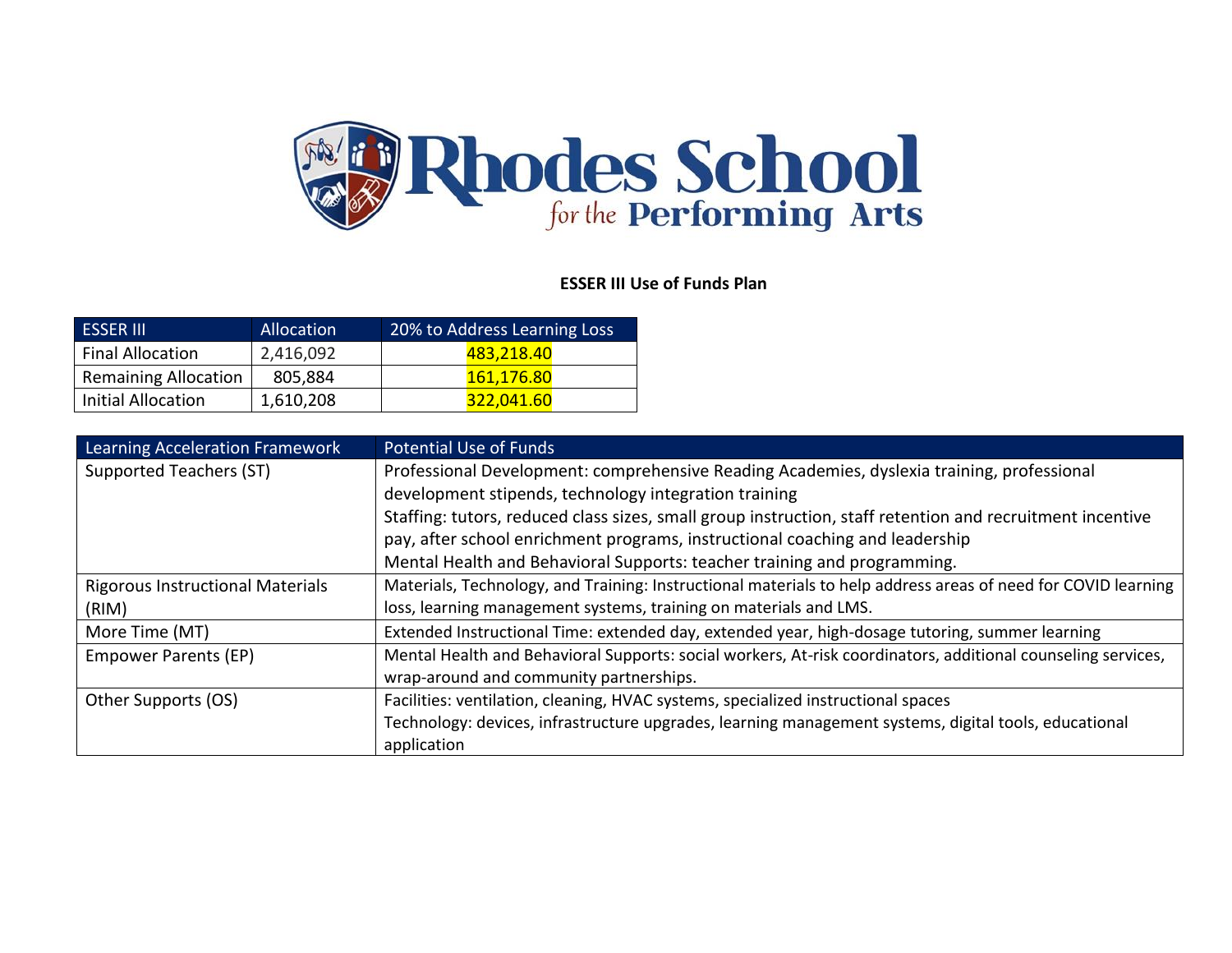# Rhodes School *for the* Performing Arts

**ESSER III Use of Funds Plan**

| ESSER III | Allocation | 20% to Address Learning Loss |
|---|---|---|
| Final Allocation | 2,416,092 | 483,218.40 |
| Remaining Allocation | 805,884 | 161,176.80 |
| Initial Allocation | 1,610,208 | 322,041.60 |

| Learning Acceleration Framework | Potential Use of Funds |
|---|---|
| Supported Teachers (ST) | Professional Development: comprehensive Reading Academies, dyslexia training, professional development stipends, technology integration training<br>Staffing: tutors, reduced class sizes, small group instruction, staff retention and recruitment incentive pay, after school enrichment programs, instructional coaching and leadership<br>Mental Health and Behavioral Supports: teacher training and programming. |
| Rigorous Instructional Materials (RIM) | Materials, Technology, and Training: Instructional materials to help address areas of need for COVID learning loss, learning management systems, training on materials and LMS. |
| More Time (MT) | Extended Instructional Time: extended day, extended year, high-dosage tutoring, summer learning |
| Empower Parents (EP) | Mental Health and Behavioral Supports: social workers, At-risk coordinators, additional counseling services, wrap-around and community partnerships. |
| Other Supports (OS) | Facilities: ventilation, cleaning, HVAC systems, specialized instructional spaces<br>Technology: devices, infrastructure upgrades, learning management systems, digital tools, educational application |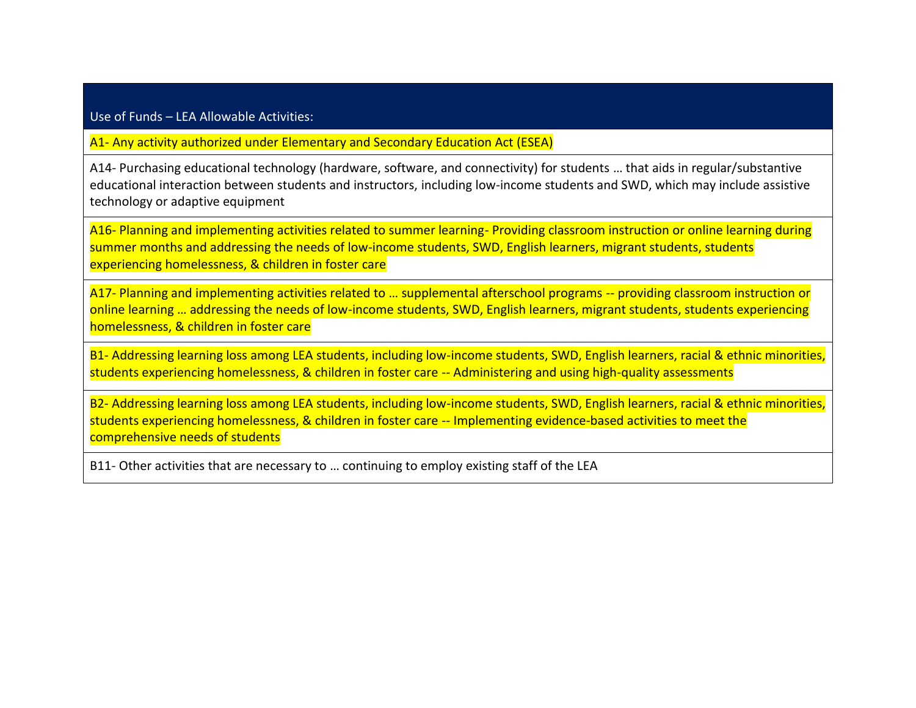| Use of Funds – LEA Allowable Activities: |
| --- |
| A1- Any activity authorized under Elementary and Secondary Education Act (ESEA) |
| A14- Purchasing educational technology (hardware, software, and connectivity) for students … that aids in regular/substantive educational interaction between students and instructors, including low-income students and SWD, which may include assistive technology or adaptive equipment |
| A16- Planning and implementing activities related to summer learning- Providing classroom instruction or online learning during summer months and addressing the needs of low-income students, SWD, English learners, migrant students, students experiencing homelessness, & children in foster care |
| A17- Planning and implementing activities related to … supplemental afterschool programs -- providing classroom instruction or online learning … addressing the needs of low-income students, SWD, English learners, migrant students, students experiencing homelessness, & children in foster care |
| B1- Addressing learning loss among LEA students, including low-income students, SWD, English learners, racial & ethnic minorities, students experiencing homelessness, & children in foster care -- Administering and using high-quality assessments |
| B2- Addressing learning loss among LEA students, including low-income students, SWD, English learners, racial & ethnic minorities, students experiencing homelessness, & children in foster care -- Implementing evidence-based activities to meet the comprehensive needs of students |
| B11- Other activities that are necessary to … continuing to employ existing staff of the LEA |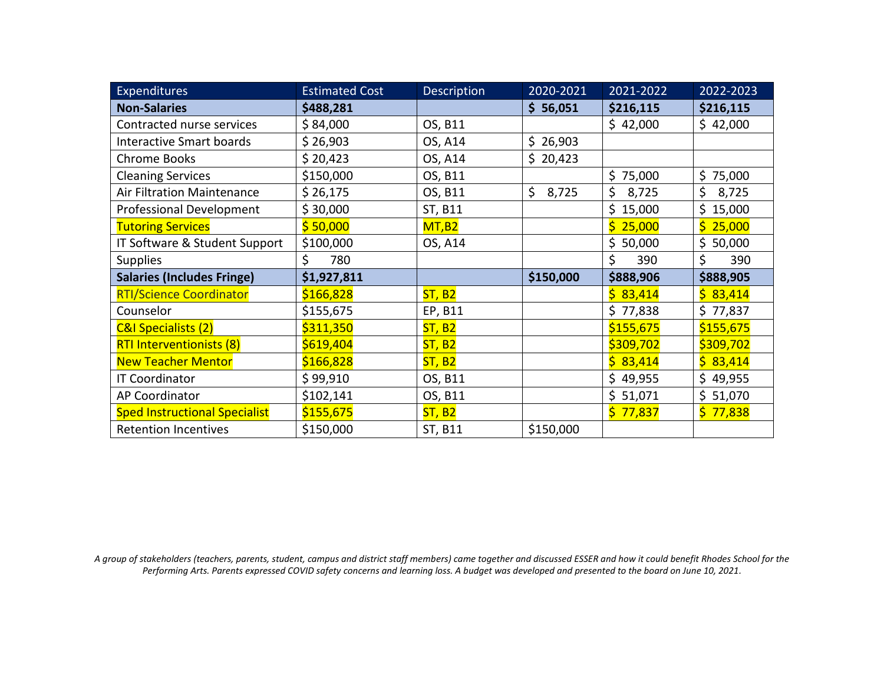| Expenditures | Estimated Cost | Description | 2020-2021 | 2021-2022 | 2022-2023 |
|---|---|---|---|---|---|
| **Non-Salaries** | **$488,281** | | **$ 56,051** | **$216,115** | **$216,115** |
| Contracted nurse services | $ 84,000 | OS, B11 | | $ 42,000 | $ 42,000 |
| Interactive Smart boards | $ 26,903 | OS, A14 | $ 26,903 | | |
| Chrome Books | $ 20,423 | OS, A14 | $ 20,423 | | |
| Cleaning Services | $150,000 | OS, B11 | | $ 75,000 | $ 75,000 |
| Air Filtration Maintenance | $ 26,175 | OS, B11 | $ 8,725 | $ 8,725 | $ 8,725 |
| Professional Development | $ 30,000 | ST, B11 | | $ 15,000 | $ 15,000 |
| Tutoring Services | $ 50,000 | MT,B2 | | $ 25,000 | $ 25,000 |
| IT Software & Student Support | $100,000 | OS, A14 | | $ 50,000 | $ 50,000 |
| Supplies | $ 780 | | | $ 390 | $ 390 |
| **Salaries (Includes Fringe)** | **$1,927,811** | | **$150,000** | **$888,906** | **$888,905** |
| RTI/Science Coordinator | $166,828 | ST, B2 | | $ 83,414 | $ 83,414 |
| Counselor | $155,675 | EP, B11 | | $ 77,838 | $ 77,837 |
| C&I Specialists (2) | $311,350 | ST, B2 | | $155,675 | $155,675 |
| RTI Interventionists (8) | $619,404 | ST, B2 | | $309,702 | $309,702 |
| New Teacher Mentor | $166,828 | ST, B2 | | $ 83,414 | $ 83,414 |
| IT Coordinator | $ 99,910 | OS, B11 | | $ 49,955 | $ 49,955 |
| AP Coordinator | $102,141 | OS, B11 | | $ 51,071 | $ 51,070 |
| Sped Instructional Specialist | $155,675 | ST, B2 | | $ 77,837 | $ 77,838 |
| Retention Incentives | $150,000 | ST, B11 | $150,000 | | |

*A group of stakeholders (teachers, parents, student, campus and district staff members) came together and discussed ESSER and how it could benefit Rhodes School for the Performing Arts. Parents expressed COVID safety concerns and learning loss. A budget was developed and presented to the board on June 10, 2021.*